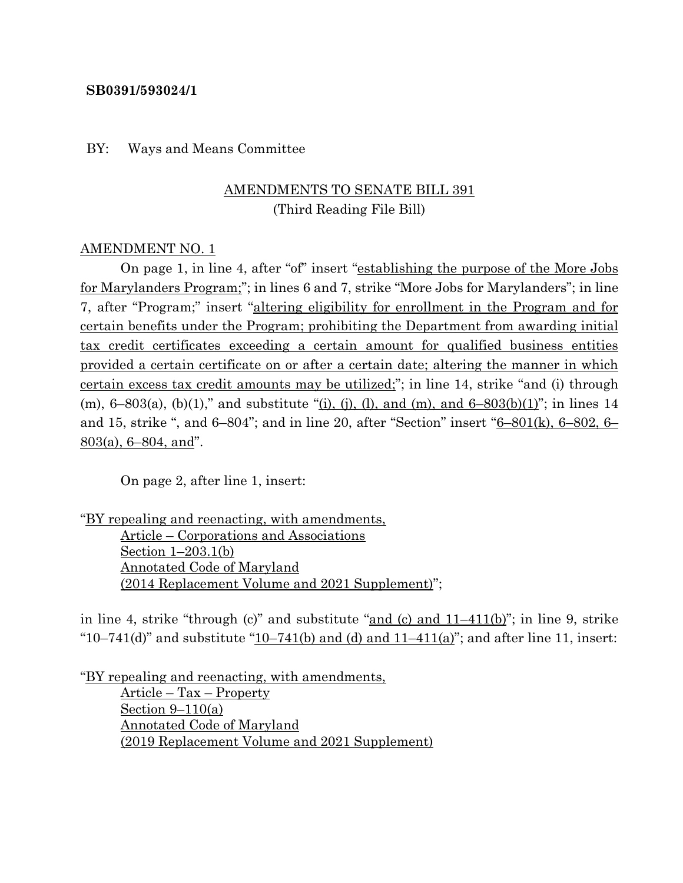**SB0391/593024/1**

BY: Ways and Means Committee

AMENDMENTS TO SENATE BILL 391
(Third Reading File Bill)

AMENDMENT NO. 1

On page 1, in line 4, after "of" insert "establishing the purpose of the More Jobs for Marylanders Program;"; in lines 6 and 7, strike "More Jobs for Marylanders"; in line 7, after "Program;" insert "altering eligibility for enrollment in the Program and for certain benefits under the Program; prohibiting the Department from awarding initial tax credit certificates exceeding a certain amount for qualified business entities provided a certain certificate on or after a certain date; altering the manner in which certain excess tax credit amounts may be utilized;"; in line 14, strike "and (i) through (m), 6–803(a), (b)(1)," and substitute "(i), (j), (l), and (m), and 6–803(b)(1)"; in lines 14 and 15, strike ", and 6–804"; and in line 20, after "Section" insert "6–801(k), 6–802, 6–803(a), 6–804, and".

On page 2, after line 1, insert:

"BY repealing and reenacting, with amendments,
Article – Corporations and Associations
Section 1–203.1(b)
Annotated Code of Maryland
(2014 Replacement Volume and 2021 Supplement)";

in line 4, strike "through (c)" and substitute "and (c) and 11–411(b)"; in line 9, strike "10–741(d)" and substitute "10–741(b) and (d) and 11–411(a)"; and after line 11, insert:

"BY repealing and reenacting, with amendments,
Article – Tax – Property
Section 9–110(a)
Annotated Code of Maryland
(2019 Replacement Volume and 2021 Supplement)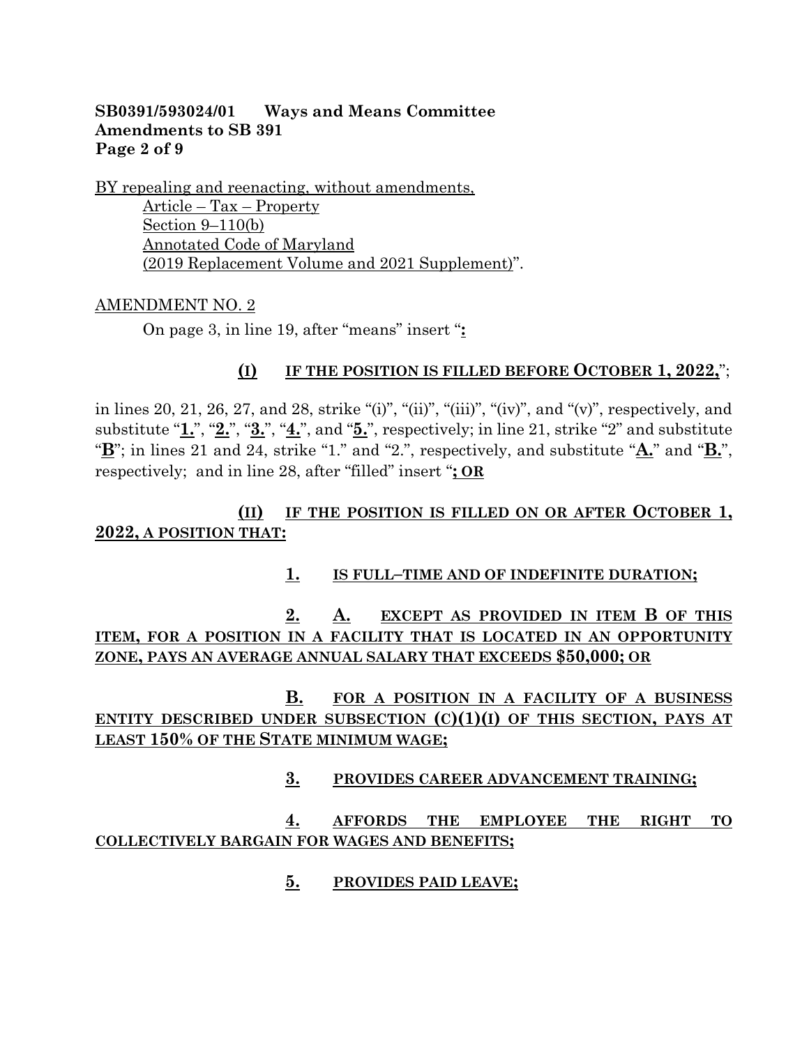BY repealing and reenacting, without amendments,
Article – Tax – Property
Section 9–110(b)
Annotated Code of Maryland
(2019 Replacement Volume and 2021 Supplement)".

AMENDMENT NO. 2

On page 3, in line 19, after "means" insert "**:**

**(I) IF THE POSITION IS FILLED BEFORE OCTOBER 1, 2022,**";

in lines 20, 21, 26, 27, and 28, strike "(i)", "(ii)", "(iii)", "(iv)", and "(v)", respectively, and substitute "**1.**", "**2.**", "**3.**", "**4.**", and "**5.**", respectively; in line 21, strike "2" and substitute "**B**"; in lines 21 and 24, strike "1." and "2.", respectively, and substitute "**A.**" and "**B.**", respectively; and in line 28, after "filled" insert "**; OR**

**(II) IF THE POSITION IS FILLED ON OR AFTER OCTOBER 1, 2022, A POSITION THAT:**

**1. IS FULL–TIME AND OF INDEFINITE DURATION;**

**2. A. EXCEPT AS PROVIDED IN ITEM B OF THIS ITEM, FOR A POSITION IN A FACILITY THAT IS LOCATED IN AN OPPORTUNITY ZONE, PAYS AN AVERAGE ANNUAL SALARY THAT EXCEEDS $50,000; OR**

**B. FOR A POSITION IN A FACILITY OF A BUSINESS ENTITY DESCRIBED UNDER SUBSECTION (C)(1)(I) OF THIS SECTION, PAYS AT LEAST 150% OF THE STATE MINIMUM WAGE;**

**3. PROVIDES CAREER ADVANCEMENT TRAINING;**

**4. AFFORDS THE EMPLOYEE THE RIGHT TO COLLECTIVELY BARGAIN FOR WAGES AND BENEFITS;**

**5. PROVIDES PAID LEAVE;**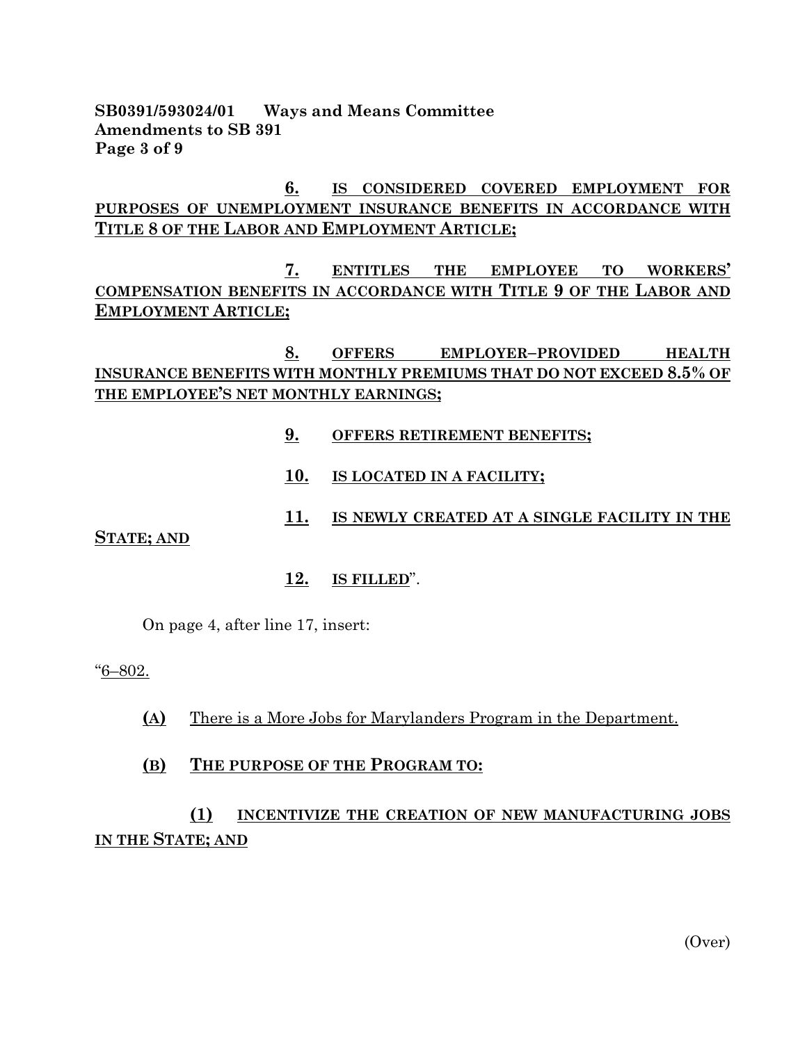**SB0391/593024/01 Ways and Means Committee**
**Amendments to SB 391**
**Page 3 of 9**

**6. IS CONSIDERED COVERED EMPLOYMENT FOR PURPOSES OF UNEMPLOYMENT INSURANCE BENEFITS IN ACCORDANCE WITH TITLE 8 OF THE LABOR AND EMPLOYMENT ARTICLE;**

**7. ENTITLES THE EMPLOYEE TO WORKERS' COMPENSATION BENEFITS IN ACCORDANCE WITH TITLE 9 OF THE LABOR AND EMPLOYMENT ARTICLE;**

**8. OFFERS EMPLOYER–PROVIDED HEALTH INSURANCE BENEFITS WITH MONTHLY PREMIUMS THAT DO NOT EXCEED 8.5% OF THE EMPLOYEE'S NET MONTHLY EARNINGS;**

**9. OFFERS RETIREMENT BENEFITS;**

**10. IS LOCATED IN A FACILITY;**

**11. IS NEWLY CREATED AT A SINGLE FACILITY IN THE STATE; AND**

**12. IS FILLED**".

On page 4, after line 17, insert:

"6–802.

**(A)** There is a More Jobs for Marylanders Program in the Department.

**(B) THE PURPOSE OF THE PROGRAM TO:**

**(1) INCENTIVIZE THE CREATION OF NEW MANUFACTURING JOBS IN THE STATE; AND**

(Over)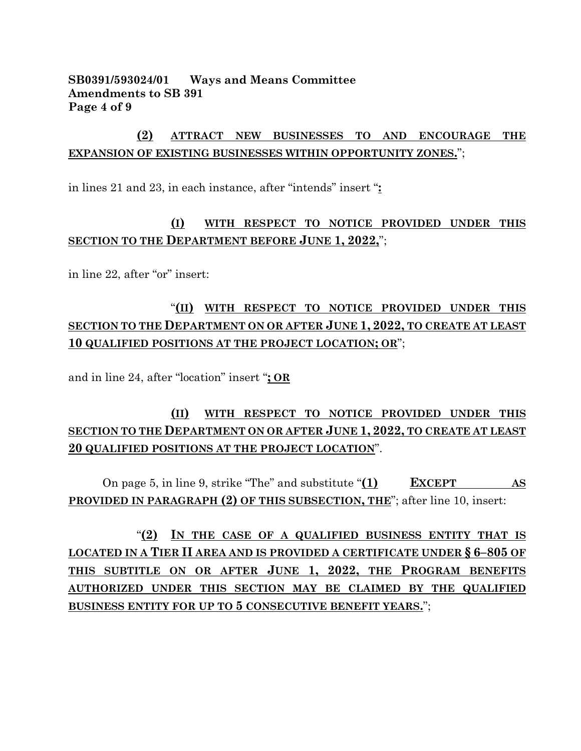**(2) ATTRACT NEW BUSINESSES TO AND ENCOURAGE THE EXPANSION OF EXISTING BUSINESSES WITHIN OPPORTUNITY ZONES.**";

in lines 21 and 23, in each instance, after "intends" insert "**:**

**(I) WITH RESPECT TO NOTICE PROVIDED UNDER THIS SECTION TO THE DEPARTMENT BEFORE JUNE 1, 2022,**";

in line 22, after "or" insert:

"**(II) WITH RESPECT TO NOTICE PROVIDED UNDER THIS SECTION TO THE DEPARTMENT ON OR AFTER JUNE 1, 2022, TO CREATE AT LEAST 10 QUALIFIED POSITIONS AT THE PROJECT LOCATION; OR**";

and in line 24, after "location" insert "**; OR**

**(II) WITH RESPECT TO NOTICE PROVIDED UNDER THIS SECTION TO THE DEPARTMENT ON OR AFTER JUNE 1, 2022, TO CREATE AT LEAST 20 QUALIFIED POSITIONS AT THE PROJECT LOCATION**".

On page 5, in line 9, strike "The" and substitute "**(1) EXCEPT AS PROVIDED IN PARAGRAPH (2) OF THIS SUBSECTION, THE**"; after line 10, insert:

"**(2) IN THE CASE OF A QUALIFIED BUSINESS ENTITY THAT IS LOCATED IN A TIER II AREA AND IS PROVIDED A CERTIFICATE UNDER § 6–805 OF THIS SUBTITLE ON OR AFTER JUNE 1, 2022, THE PROGRAM BENEFITS AUTHORIZED UNDER THIS SECTION MAY BE CLAIMED BY THE QUALIFIED BUSINESS ENTITY FOR UP TO 5 CONSECUTIVE BENEFIT YEARS.**";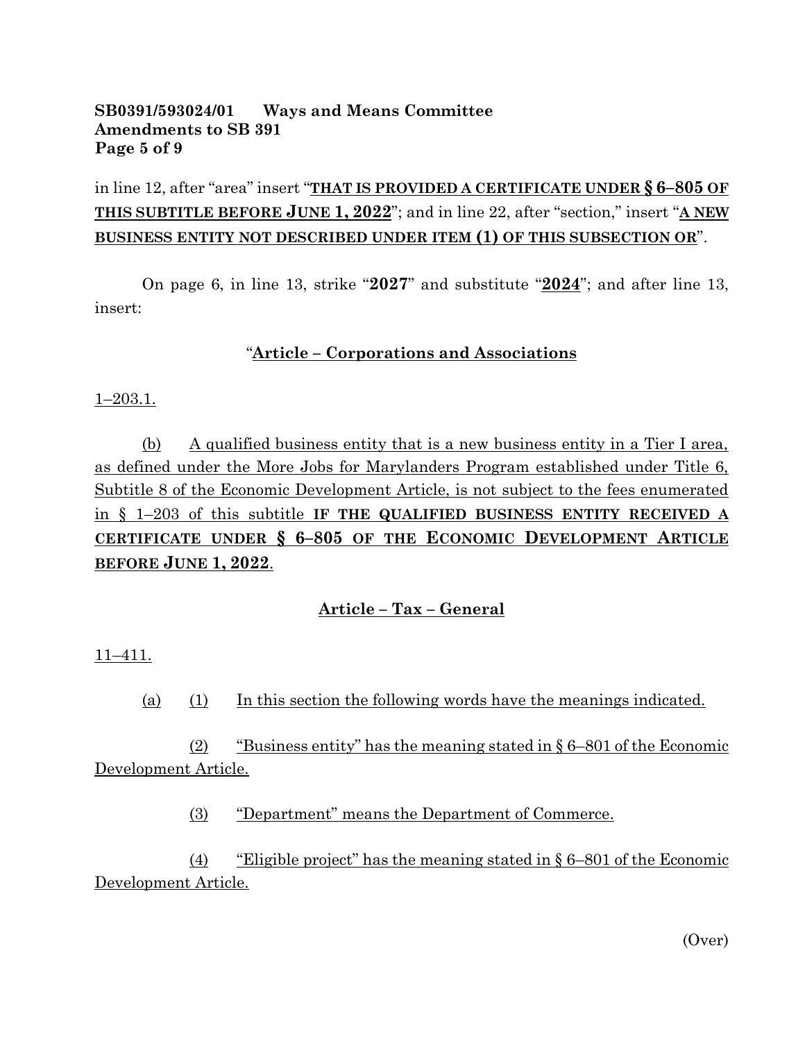**SB0391/593024/01 Ways and Means Committee**
**Amendments to SB 391**
**Page 5 of 9**

in line 12, after "area" insert "**THAT IS PROVIDED A CERTIFICATE UNDER § 6–805 OF THIS SUBTITLE BEFORE JUNE 1, 2022**"; and in line 22, after "section," insert "**A NEW BUSINESS ENTITY NOT DESCRIBED UNDER ITEM (1) OF THIS SUBSECTION OR**".

On page 6, in line 13, strike "**2027**" and substitute "**2024**"; and after line 13, insert:

"**Article – Corporations and Associations**

1–203.1.

(b) A qualified business entity that is a new business entity in a Tier I area, as defined under the More Jobs for Marylanders Program established under Title 6, Subtitle 8 of the Economic Development Article, is not subject to the fees enumerated in § 1–203 of this subtitle **IF THE QUALIFIED BUSINESS ENTITY RECEIVED A CERTIFICATE UNDER § 6–805 OF THE ECONOMIC DEVELOPMENT ARTICLE BEFORE JUNE 1, 2022**.

**Article – Tax – General**

11–411.

(a) (1) In this section the following words have the meanings indicated.

(2) "Business entity" has the meaning stated in § 6–801 of the Economic Development Article.

(3) "Department" means the Department of Commerce.

(4) "Eligible project" has the meaning stated in § 6–801 of the Economic Development Article.

(Over)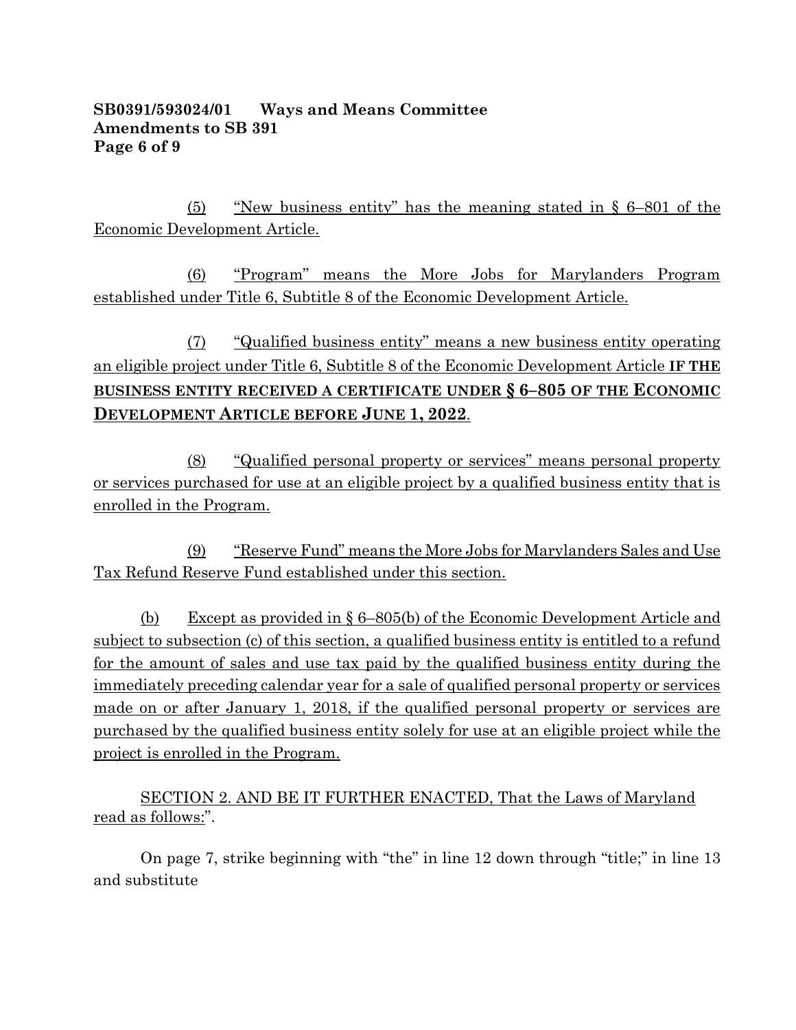(5) "New business entity" has the meaning stated in § 6–801 of the Economic Development Article.

(6) "Program" means the More Jobs for Marylanders Program established under Title 6, Subtitle 8 of the Economic Development Article.

(7) "Qualified business entity" means a new business entity operating an eligible project under Title 6, Subtitle 8 of the Economic Development Article **IF THE BUSINESS ENTITY RECEIVED A CERTIFICATE UNDER § 6–805 OF THE ECONOMIC DEVELOPMENT ARTICLE BEFORE JUNE 1, 2022**.

(8) "Qualified personal property or services" means personal property or services purchased for use at an eligible project by a qualified business entity that is enrolled in the Program.

(9) "Reserve Fund" means the More Jobs for Marylanders Sales and Use Tax Refund Reserve Fund established under this section.

(b) Except as provided in § 6–805(b) of the Economic Development Article and subject to subsection (c) of this section, a qualified business entity is entitled to a refund for the amount of sales and use tax paid by the qualified business entity during the immediately preceding calendar year for a sale of qualified personal property or services made on or after January 1, 2018, if the qualified personal property or services are purchased by the qualified business entity solely for use at an eligible project while the project is enrolled in the Program.

SECTION 2. AND BE IT FURTHER ENACTED, That the Laws of Maryland read as follows:".

On page 7, strike beginning with "the" in line 12 down through "title;" in line 13 and substitute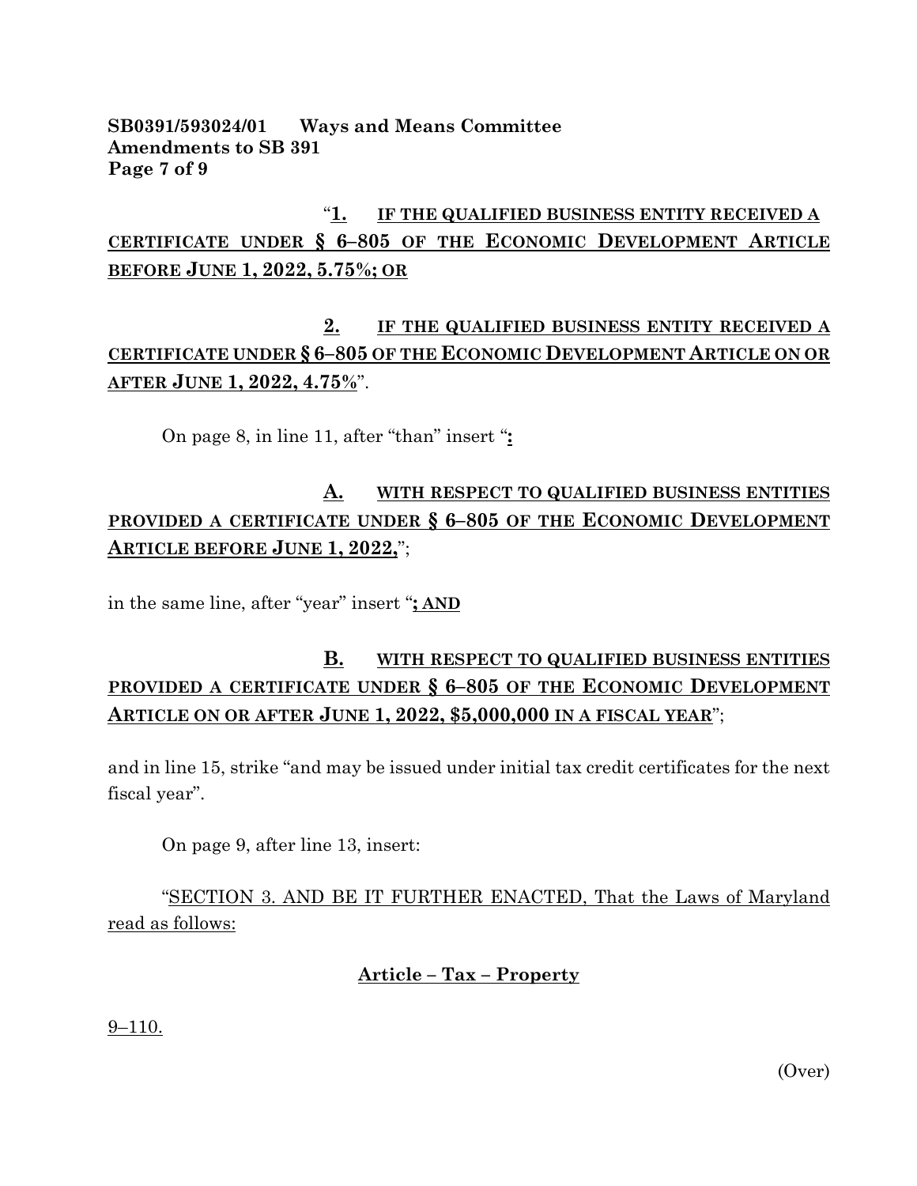"**1. IF THE QUALIFIED BUSINESS ENTITY RECEIVED A CERTIFICATE UNDER § 6–805 OF THE ECONOMIC DEVELOPMENT ARTICLE BEFORE JUNE 1, 2022, 5.75%; OR**

**2. IF THE QUALIFIED BUSINESS ENTITY RECEIVED A CERTIFICATE UNDER § 6–805 OF THE ECONOMIC DEVELOPMENT ARTICLE ON OR AFTER JUNE 1, 2022, 4.75%**".

On page 8, in line 11, after "than" insert "**:**

**A. WITH RESPECT TO QUALIFIED BUSINESS ENTITIES PROVIDED A CERTIFICATE UNDER § 6–805 OF THE ECONOMIC DEVELOPMENT ARTICLE BEFORE JUNE 1, 2022,**";

in the same line, after "year" insert "**; AND**

**B. WITH RESPECT TO QUALIFIED BUSINESS ENTITIES PROVIDED A CERTIFICATE UNDER § 6–805 OF THE ECONOMIC DEVELOPMENT ARTICLE ON OR AFTER JUNE 1, 2022, $5,000,000 IN A FISCAL YEAR**";

and in line 15, strike "and may be issued under initial tax credit certificates for the next fiscal year".

On page 9, after line 13, insert:

"SECTION 3. AND BE IT FURTHER ENACTED, That the Laws of Maryland read as follows:

**Article – Tax – Property**

9–110.

(Over)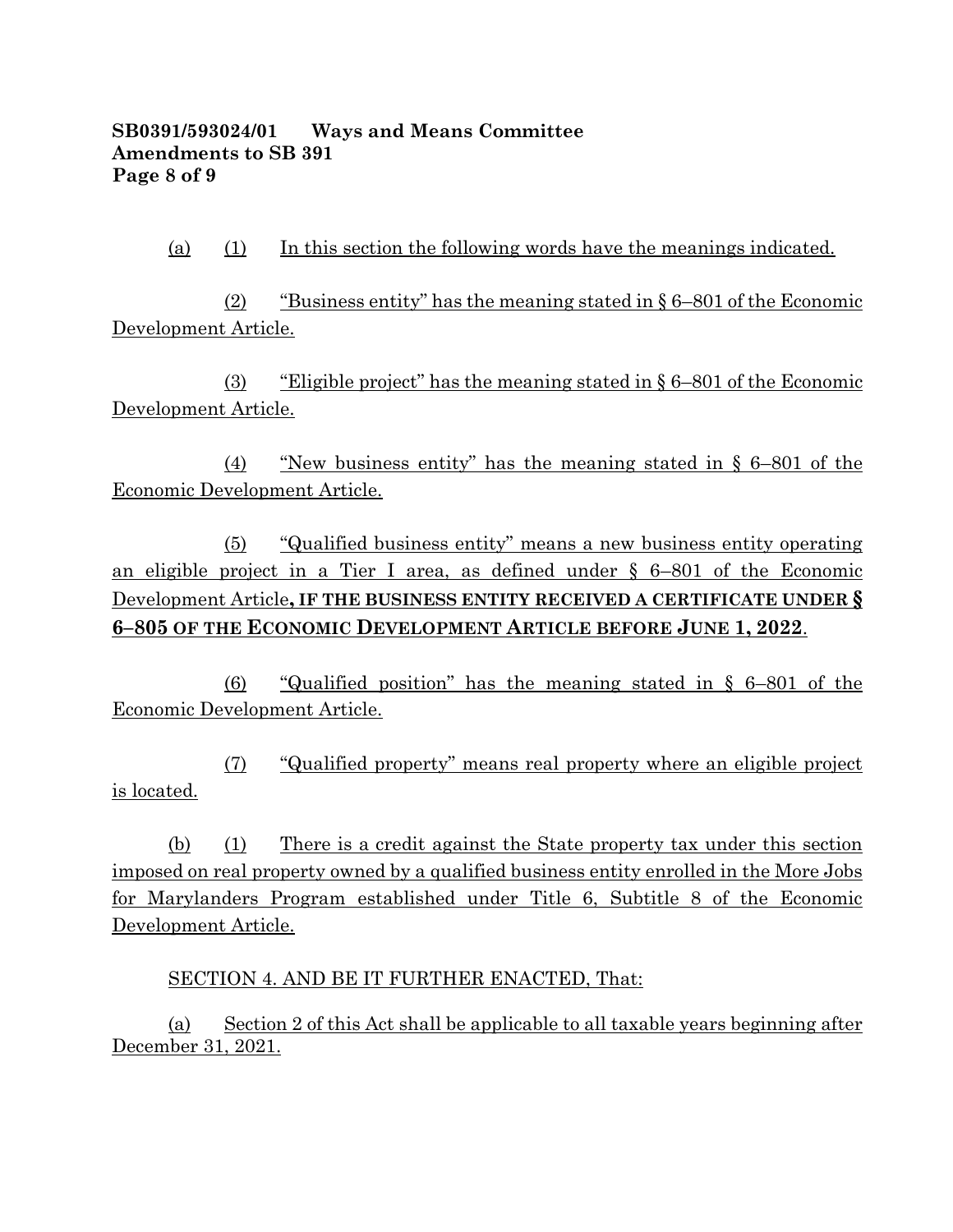(a) (1) In this section the following words have the meanings indicated.

(2) "Business entity" has the meaning stated in § 6–801 of the Economic Development Article.

(3) "Eligible project" has the meaning stated in § 6–801 of the Economic Development Article.

(4) "New business entity" has the meaning stated in § 6–801 of the Economic Development Article.

(5) "Qualified business entity" means a new business entity operating an eligible project in a Tier I area, as defined under § 6–801 of the Economic Development Article**, IF THE BUSINESS ENTITY RECEIVED A CERTIFICATE UNDER § 6–805 OF THE ECONOMIC DEVELOPMENT ARTICLE BEFORE JUNE 1, 2022**.

(6) "Qualified position" has the meaning stated in § 6–801 of the Economic Development Article.

(7) "Qualified property" means real property where an eligible project is located.

(b) (1) There is a credit against the State property tax under this section imposed on real property owned by a qualified business entity enrolled in the More Jobs for Marylanders Program established under Title 6, Subtitle 8 of the Economic Development Article.

SECTION 4. AND BE IT FURTHER ENACTED, That:

(a) Section 2 of this Act shall be applicable to all taxable years beginning after December 31, 2021.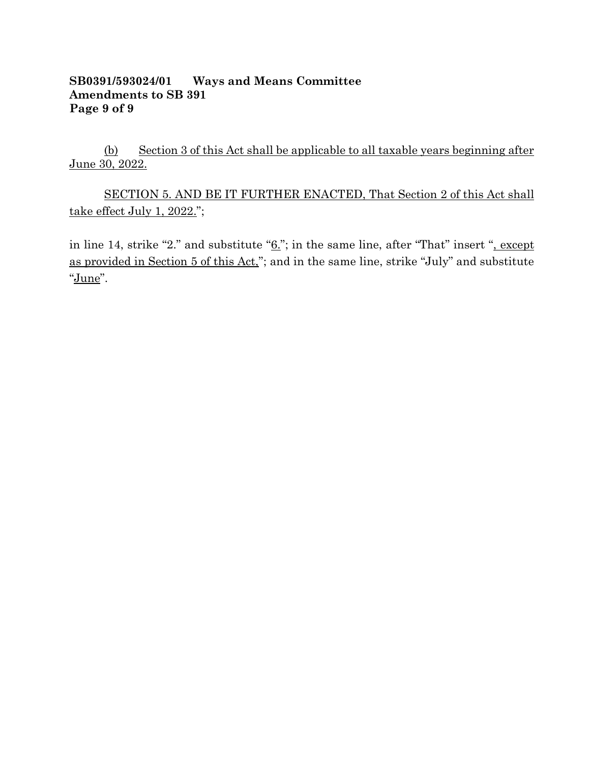(b) Section 3 of this Act shall be applicable to all taxable years beginning after June 30, 2022.

SECTION 5. AND BE IT FURTHER ENACTED, That Section 2 of this Act shall take effect July 1, 2022.";

in line 14, strike "2." and substitute "6."; in the same line, after "That" insert ", except as provided in Section 5 of this Act,"; and in the same line, strike "July" and substitute "June".